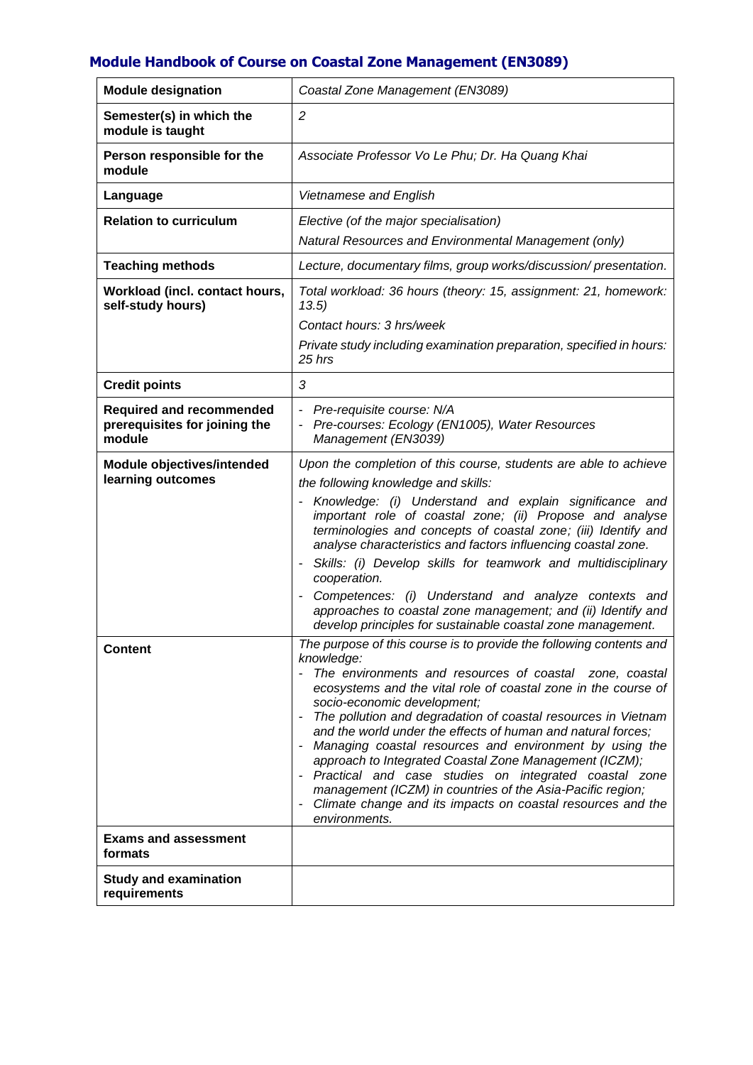## Module Handbook of Course on Coastal Zone Management (EN3089)

| Module designation | *Coastal Zone Management (EN3089)* |
|---|---|
| Semester(s) in which the module is taught | *2* |
| Person responsible for the module | *Associate Professor Vo Le Phu; Dr. Ha Quang Khai* |
| Language | *Vietnamese and English* |
| Relation to curriculum | *Elective (of the major specialisation)*<br>*Natural Resources and Environmental Management (only)* |
| Teaching methods | *Lecture, documentary films, group works/discussion/ presentation.* |
| Workload (incl. contact hours, self-study hours) | *Total workload: 36 hours (theory: 15, assignment: 21, homework: 13.5)*<br>*Contact hours: 3 hrs/week*<br>*Private study including examination preparation, specified in hours: 25 hrs* |
| Credit points | *3* |
| Required and recommended prerequisites for joining the module | - *Pre-requisite course: N/A*<br>- *Pre-courses: Ecology (EN1005), Water Resources Management (EN3039)* |
| Module objectives/intended learning outcomes | *Upon the completion of this course, students are able to achieve the following knowledge and skills:*<br>- *Knowledge: (i) Understand and explain significance and important role of coastal zone; (ii) Propose and analyse terminologies and concepts of coastal zone; (iii) Identify and analyse characteristics and factors influencing coastal zone.*<br>- *Skills: (i) Develop skills for teamwork and multidisciplinary cooperation.*<br>- *Competences: (i) Understand and analyze contexts and approaches to coastal zone management; and (ii) Identify and develop principles for sustainable coastal zone management.* |
| Content | *The purpose of this course is to provide the following contents and knowledge:*<br>- *The environments and resources of coastal zone, coastal ecosystems and the vital role of coastal zone in the course of socio-economic development;*<br>- *The pollution and degradation of coastal resources in Vietnam and the world under the effects of human and natural forces;*<br>- *Managing coastal resources and environment by using the approach to Integrated Coastal Zone Management (ICZM);*<br>- *Practical and case studies on integrated coastal zone management (ICZM) in countries of the Asia-Pacific region;*<br>- *Climate change and its impacts on coastal resources and the environments.* |
| Exams and assessment formats | |
| Study and examination requirements | |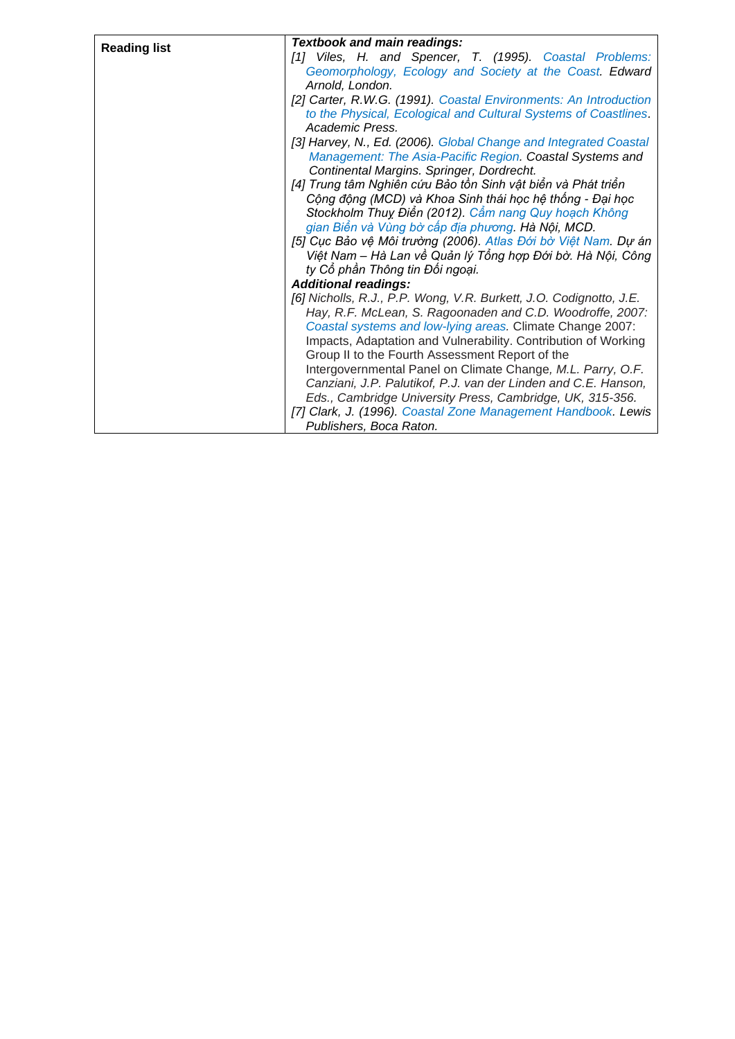| | |
|---|---|
| **Reading list** | ***Textbook and main readings:***<br>*[1] Viles, H. and Spencer, T. (1995). Coastal Problems: Geomorphology, Ecology and Society at the Coast. Edward Arnold, London.*<br>*[2] Carter, R.W.G. (1991). Coastal Environments: An Introduction to the Physical, Ecological and Cultural Systems of Coastlines. Academic Press.*<br>*[3] Harvey, N., Ed. (2006). Global Change and Integrated Coastal Management: The Asia-Pacific Region.* Coastal Systems and *Continental Margins. Springer, Dordrecht.*<br>*[4] Trung tâm Nghiên cứu Bảo tồn Sinh vật biển và Phát triển Cộng động (MCD) và Khoa Sinh thái học hệ thống - Đại học Stockholm Thuỵ Điển (2012). Cẩm nang Quy hoạch Không gian Biển và Vùng bờ cấp địa phương. Hà Nội, MCD.*<br>*[5] Cục Bảo vệ Môi trường (2006). Atlas Đới bờ Việt Nam. Dự án Việt Nam – Hà Lan về Quản lý Tổng hợp Đới bờ. Hà Nội, Công ty Cổ phần Thông tin Đối ngoại.*<br>***Additional readings:***<br>*[6] Nicholls, R.J., P.P. Wong, V.R. Burkett, J.O. Codignotto, J.E. Hay, R.F. McLean, S. Ragoonaden and C.D. Woodroffe, 2007: Coastal systems and low-lying areas.* Climate Change 2007: Impacts, Adaptation and Vulnerability. Contribution of Working Group II to the Fourth Assessment Report of the Intergovernmental Panel on Climate Change*, M.L. Parry, O.F. Canziani, J.P. Palutikof, P.J. van der Linden and C.E. Hanson, Eds., Cambridge University Press, Cambridge, UK, 315-356.*<br>*[7] Clark, J. (1996). Coastal Zone Management Handbook. Lewis Publishers, Boca Raton.* |